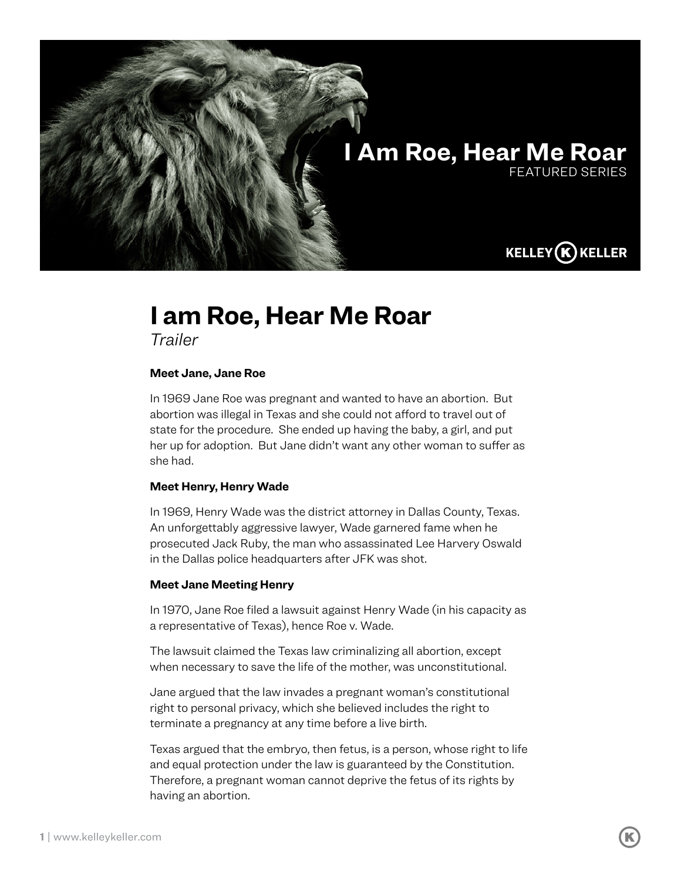# I am Roe, Hear Me Roar

*Trailer*

**Meet Jane, Jane Roe**

In 1969 Jane Roe was pregnant and wanted to have an abortion. But abortion was illegal in Texas and she could not afford to travel out of state for the procedure. She ended up having the baby, a girl, and put her up for adoption. But Jane didn't want any other woman to suffer as she had.

**Meet Henry, Henry Wade**

In 1969, Henry Wade was the district attorney in Dallas County, Texas. An unforgettably aggressive lawyer, Wade garnered fame when he prosecuted Jack Ruby, the man who assassinated Lee Harvery Oswald in the Dallas police headquarters after JFK was shot.

**Meet Jane Meeting Henry**

In 1970, Jane Roe filed a lawsuit against Henry Wade (in his capacity as a representative of Texas), hence Roe v. Wade.

The lawsuit claimed the Texas law criminalizing all abortion, except when necessary to save the life of the mother, was unconstitutional.

Jane argued that the law invades a pregnant woman's constitutional right to personal privacy, which she believed includes the right to terminate a pregnancy at any time before a live birth.

Texas argued that the embryo, then fetus, is a person, whose right to life and equal protection under the law is guaranteed by the Constitution. Therefore, a pregnant woman cannot deprive the fetus of its rights by having an abortion.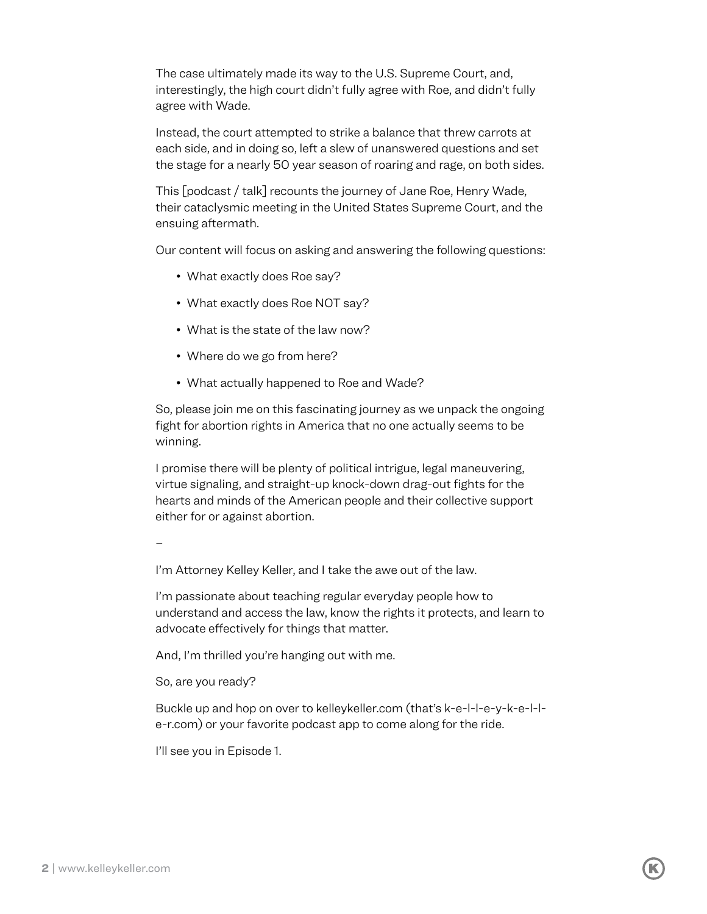The case ultimately made its way to the U.S. Supreme Court, and, interestingly, the high court didn't fully agree with Roe, and didn't fully agree with Wade.

Instead, the court attempted to strike a balance that threw carrots at each side, and in doing so, left a slew of unanswered questions and set the stage for a nearly 50 year season of roaring and rage, on both sides.

This [podcast / talk] recounts the journey of Jane Roe, Henry Wade, their cataclysmic meeting in the United States Supreme Court, and the ensuing aftermath.

Our content will focus on asking and answering the following questions:

- What exactly does Roe say?
- What exactly does Roe NOT say?
- What is the state of the law now?
- Where do we go from here?
- What actually happened to Roe and Wade?

So, please join me on this fascinating journey as we unpack the ongoing fight for abortion rights in America that no one actually seems to be winning.

I promise there will be plenty of political intrigue, legal maneuvering, virtue signaling, and straight-up knock-down drag-out fights for the hearts and minds of the American people and their collective support either for or against abortion.

–

I'm Attorney Kelley Keller, and I take the awe out of the law.

I'm passionate about teaching regular everyday people how to understand and access the law, know the rights it protects, and learn to advocate effectively for things that matter.

And, I'm thrilled you're hanging out with me.

So, are you ready?

Buckle up and hop on over to kelleykeller.com (that's k-e-l-l-e-y-k-e-l-l-e-r.com) or your favorite podcast app to come along for the ride.

I'll see you in Episode 1.